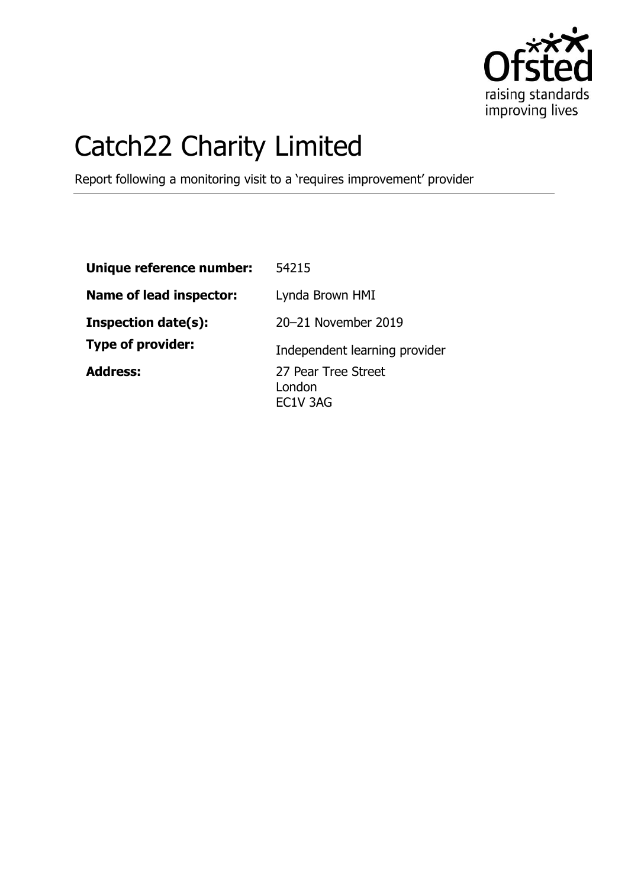# Catch22 Charity Limited

Report following a monitoring visit to a 'requires improvement' provider

| | |
|---|---|
| **Unique reference number:** | 54215 |
| **Name of lead inspector:** | Lynda Brown HMI |
| **Inspection date(s):** | 20–21 November 2019 |
| **Type of provider:** | Independent learning provider |
| **Address:** | 27 Pear Tree Street<br>London<br>EC1V 3AG |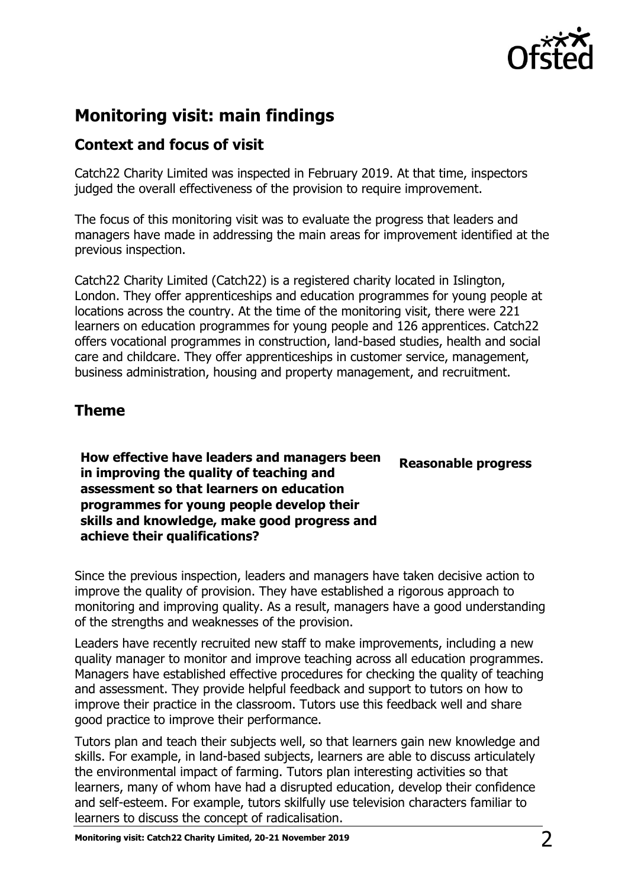## Monitoring visit: main findings

### Context and focus of visit

Catch22 Charity Limited was inspected in February 2019. At that time, inspectors judged the overall effectiveness of the provision to require improvement.

The focus of this monitoring visit was to evaluate the progress that leaders and managers have made in addressing the main areas for improvement identified at the previous inspection.

Catch22 Charity Limited (Catch22) is a registered charity located in Islington, London. They offer apprenticeships and education programmes for young people at locations across the country. At the time of the monitoring visit, there were 221 learners on education programmes for young people and 126 apprentices. Catch22 offers vocational programmes in construction, land-based studies, health and social care and childcare. They offer apprenticeships in customer service, management, business administration, housing and property management, and recruitment.

### Theme

| **How effective have leaders and managers been in improving the quality of teaching and assessment so that learners on education programmes for young people develop their skills and knowledge, make good progress and achieve their qualifications?** | **Reasonable progress** |
| --- | --- |

Since the previous inspection, leaders and managers have taken decisive action to improve the quality of provision. They have established a rigorous approach to monitoring and improving quality. As a result, managers have a good understanding of the strengths and weaknesses of the provision.

Leaders have recently recruited new staff to make improvements, including a new quality manager to monitor and improve teaching across all education programmes. Managers have established effective procedures for checking the quality of teaching and assessment. They provide helpful feedback and support to tutors on how to improve their practice in the classroom. Tutors use this feedback well and share good practice to improve their performance.

Tutors plan and teach their subjects well, so that learners gain new knowledge and skills. For example, in land-based subjects, learners are able to discuss articulately the environmental impact of farming. Tutors plan interesting activities so that learners, many of whom have had a disrupted education, develop their confidence and self-esteem. For example, tutors skilfully use television characters familiar to learners to discuss the concept of radicalisation.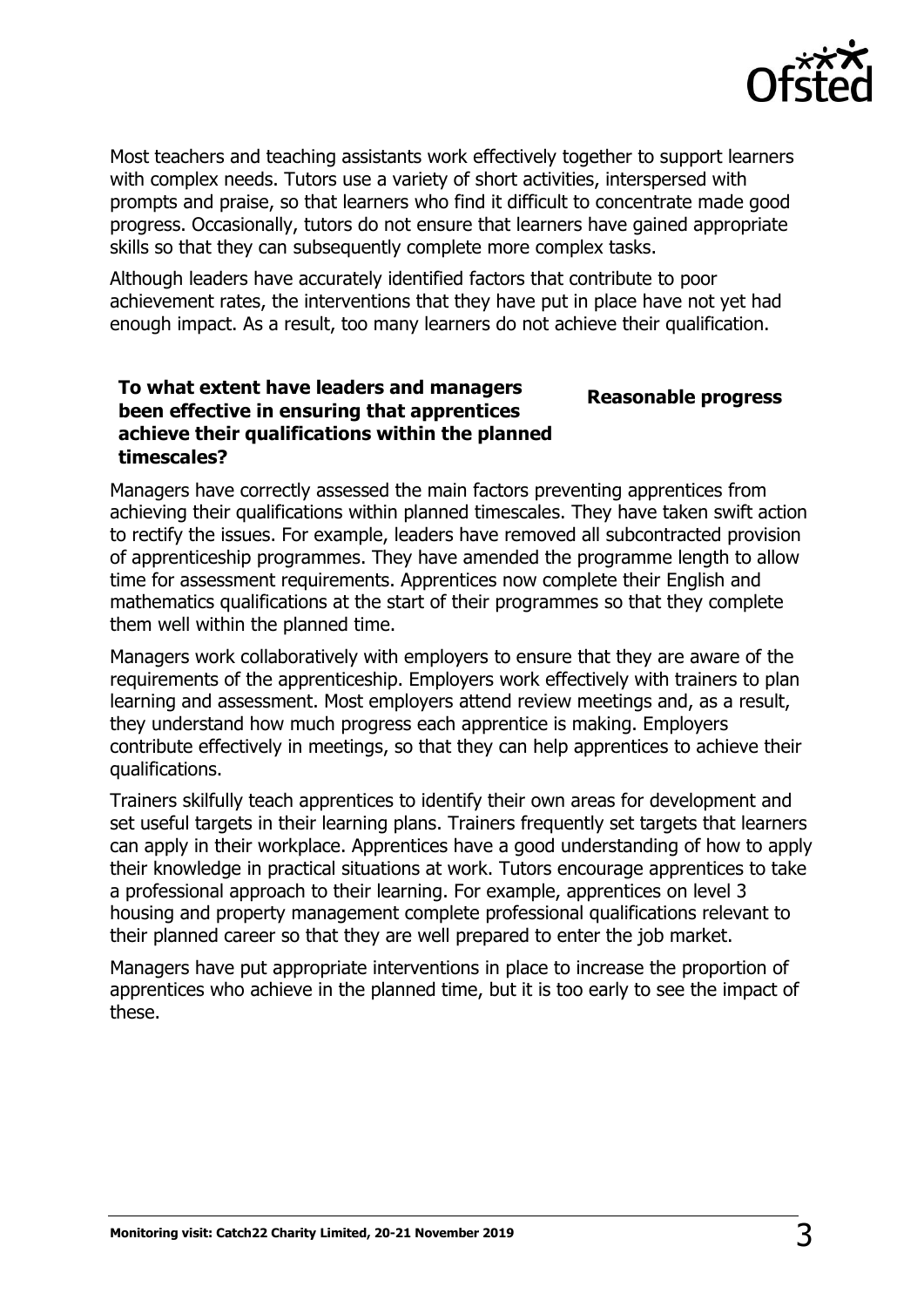Most teachers and teaching assistants work effectively together to support learners with complex needs. Tutors use a variety of short activities, interspersed with prompts and praise, so that learners who find it difficult to concentrate made good progress. Occasionally, tutors do not ensure that learners have gained appropriate skills so that they can subsequently complete more complex tasks.

Although leaders have accurately identified factors that contribute to poor achievement rates, the interventions that they have put in place have not yet had enough impact. As a result, too many learners do not achieve their qualification.

**To what extent have leaders and managers been effective in ensuring that apprentices achieve their qualifications within the planned timescales?** **Reasonable progress**

Managers have correctly assessed the main factors preventing apprentices from achieving their qualifications within planned timescales. They have taken swift action to rectify the issues. For example, leaders have removed all subcontracted provision of apprenticeship programmes. They have amended the programme length to allow time for assessment requirements. Apprentices now complete their English and mathematics qualifications at the start of their programmes so that they complete them well within the planned time.

Managers work collaboratively with employers to ensure that they are aware of the requirements of the apprenticeship. Employers work effectively with trainers to plan learning and assessment. Most employers attend review meetings and, as a result, they understand how much progress each apprentice is making. Employers contribute effectively in meetings, so that they can help apprentices to achieve their qualifications.

Trainers skilfully teach apprentices to identify their own areas for development and set useful targets in their learning plans. Trainers frequently set targets that learners can apply in their workplace. Apprentices have a good understanding of how to apply their knowledge in practical situations at work. Tutors encourage apprentices to take a professional approach to their learning. For example, apprentices on level 3 housing and property management complete professional qualifications relevant to their planned career so that they are well prepared to enter the job market.

Managers have put appropriate interventions in place to increase the proportion of apprentices who achieve in the planned time, but it is too early to see the impact of these.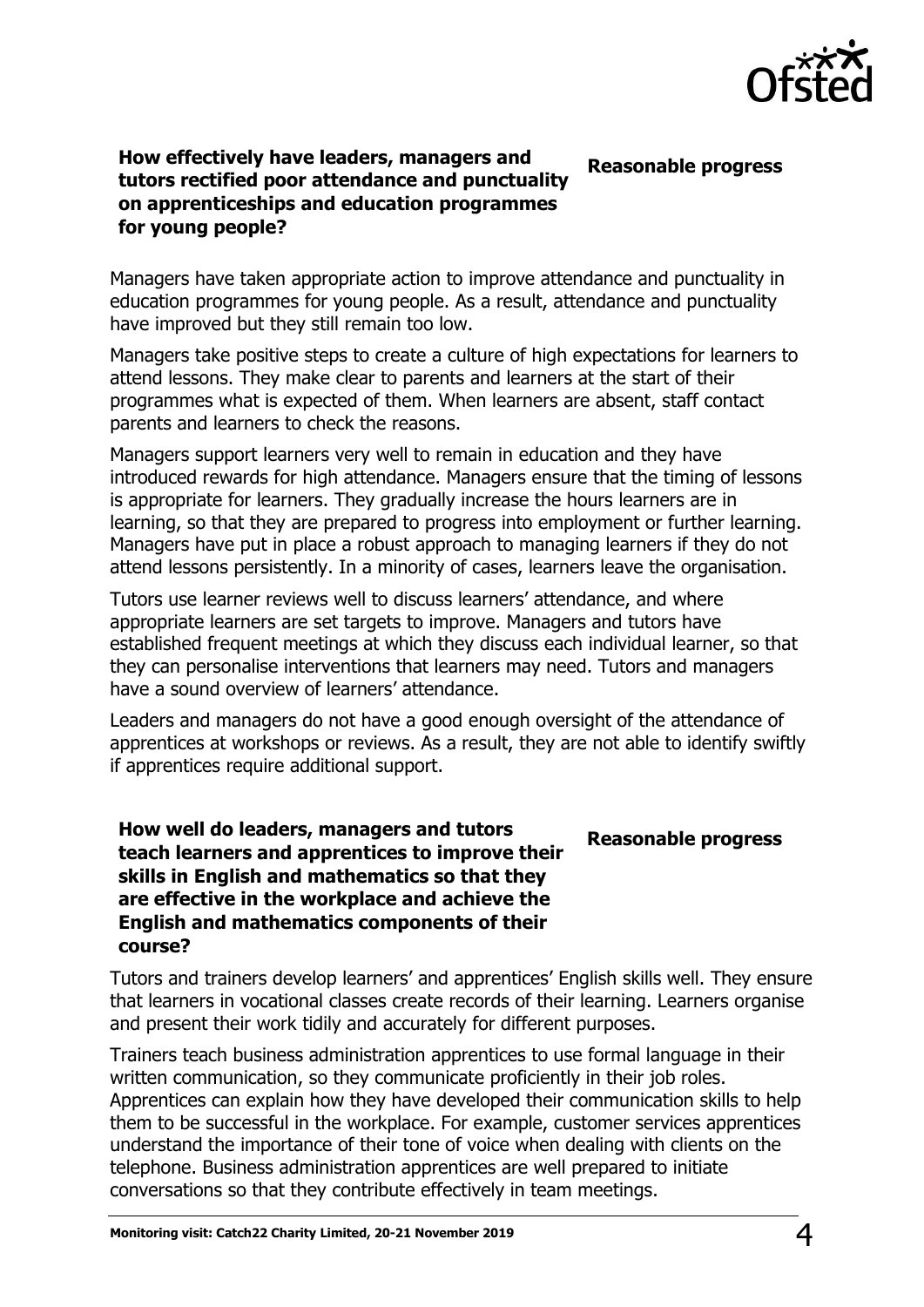**How effectively have leaders, managers and tutors rectified poor attendance and punctuality on apprenticeships and education programmes for young people?**

**Reasonable progress**

Managers have taken appropriate action to improve attendance and punctuality in education programmes for young people. As a result, attendance and punctuality have improved but they still remain too low.

Managers take positive steps to create a culture of high expectations for learners to attend lessons. They make clear to parents and learners at the start of their programmes what is expected of them. When learners are absent, staff contact parents and learners to check the reasons.

Managers support learners very well to remain in education and they have introduced rewards for high attendance. Managers ensure that the timing of lessons is appropriate for learners. They gradually increase the hours learners are in learning, so that they are prepared to progress into employment or further learning. Managers have put in place a robust approach to managing learners if they do not attend lessons persistently. In a minority of cases, learners leave the organisation.

Tutors use learner reviews well to discuss learners' attendance, and where appropriate learners are set targets to improve. Managers and tutors have established frequent meetings at which they discuss each individual learner, so that they can personalise interventions that learners may need. Tutors and managers have a sound overview of learners' attendance.

Leaders and managers do not have a good enough oversight of the attendance of apprentices at workshops or reviews. As a result, they are not able to identify swiftly if apprentices require additional support.

**How well do leaders, managers and tutors teach learners and apprentices to improve their skills in English and mathematics so that they are effective in the workplace and achieve the English and mathematics components of their course?**

**Reasonable progress**

Tutors and trainers develop learners' and apprentices' English skills well. They ensure that learners in vocational classes create records of their learning. Learners organise and present their work tidily and accurately for different purposes.

Trainers teach business administration apprentices to use formal language in their written communication, so they communicate proficiently in their job roles. Apprentices can explain how they have developed their communication skills to help them to be successful in the workplace. For example, customer services apprentices understand the importance of their tone of voice when dealing with clients on the telephone. Business administration apprentices are well prepared to initiate conversations so that they contribute effectively in team meetings.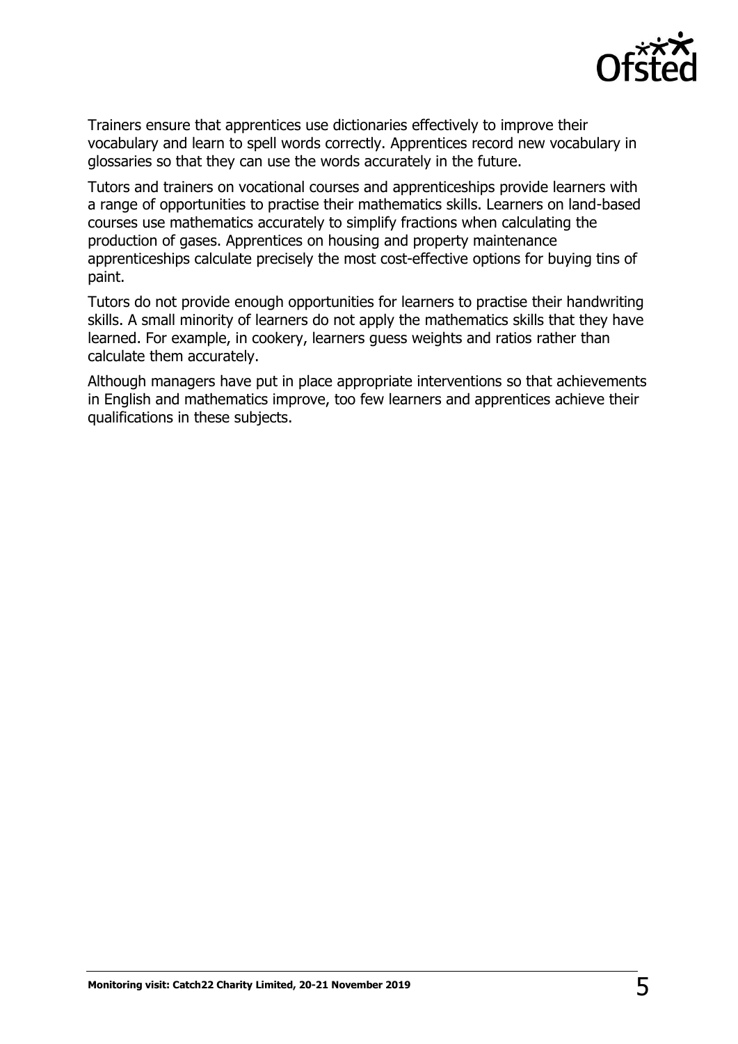Trainers ensure that apprentices use dictionaries effectively to improve their vocabulary and learn to spell words correctly. Apprentices record new vocabulary in glossaries so that they can use the words accurately in the future.

Tutors and trainers on vocational courses and apprenticeships provide learners with a range of opportunities to practise their mathematics skills. Learners on land-based courses use mathematics accurately to simplify fractions when calculating the production of gases. Apprentices on housing and property maintenance apprenticeships calculate precisely the most cost-effective options for buying tins of paint.

Tutors do not provide enough opportunities for learners to practise their handwriting skills. A small minority of learners do not apply the mathematics skills that they have learned. For example, in cookery, learners guess weights and ratios rather than calculate them accurately.

Although managers have put in place appropriate interventions so that achievements in English and mathematics improve, too few learners and apprentices achieve their qualifications in these subjects.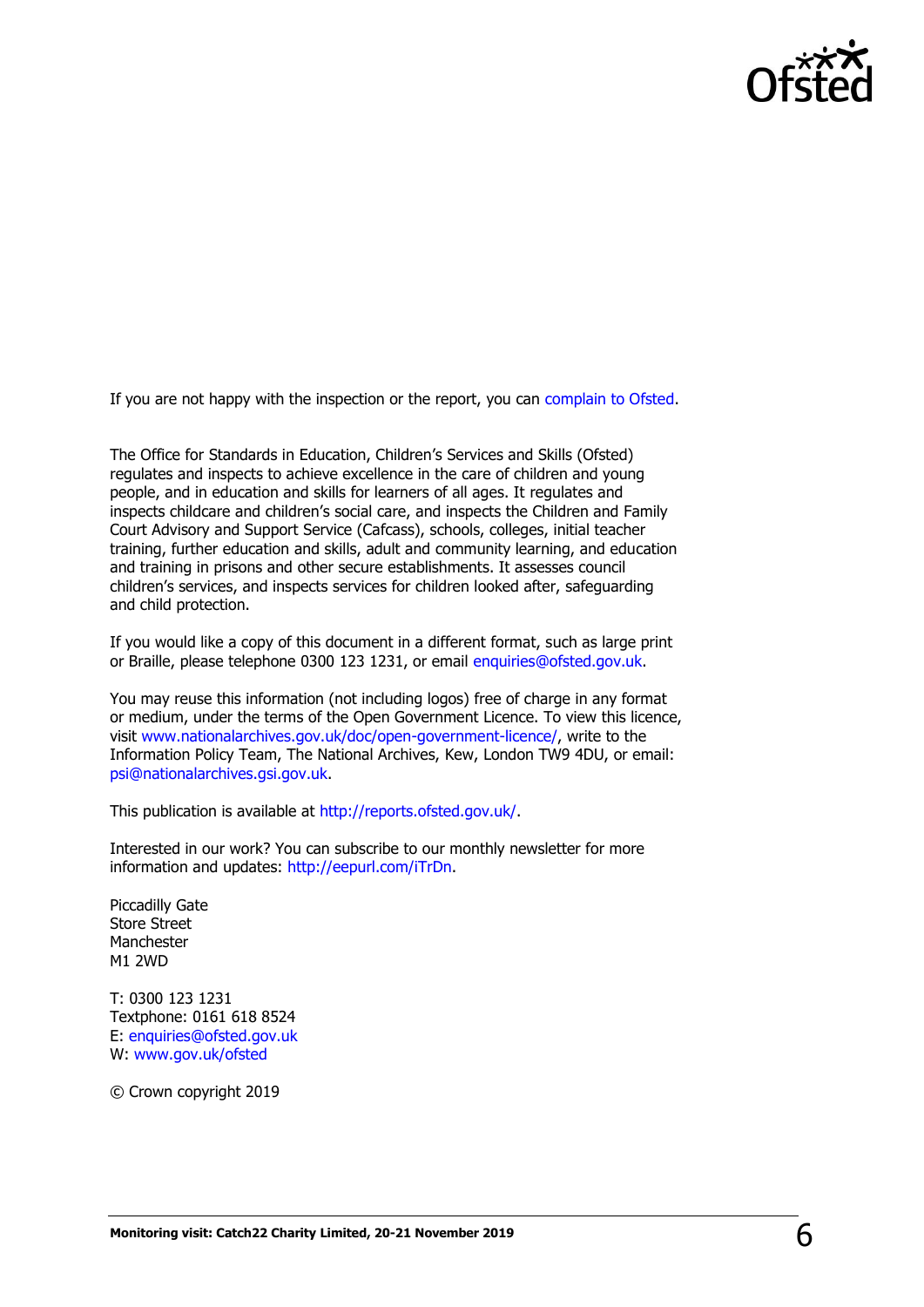If you are not happy with the inspection or the report, you can complain to Ofsted.

The Office for Standards in Education, Children's Services and Skills (Ofsted) regulates and inspects to achieve excellence in the care of children and young people, and in education and skills for learners of all ages. It regulates and inspects childcare and children's social care, and inspects the Children and Family Court Advisory and Support Service (Cafcass), schools, colleges, initial teacher training, further education and skills, adult and community learning, and education and training in prisons and other secure establishments. It assesses council children's services, and inspects services for children looked after, safeguarding and child protection.

If you would like a copy of this document in a different format, such as large print or Braille, please telephone 0300 123 1231, or email enquiries@ofsted.gov.uk.

You may reuse this information (not including logos) free of charge in any format or medium, under the terms of the Open Government Licence. To view this licence, visit www.nationalarchives.gov.uk/doc/open-government-licence/, write to the Information Policy Team, The National Archives, Kew, London TW9 4DU, or email: psi@nationalarchives.gsi.gov.uk.

This publication is available at http://reports.ofsted.gov.uk/.

Interested in our work? You can subscribe to our monthly newsletter for more information and updates: http://eepurl.com/iTrDn.

Piccadilly Gate
Store Street
Manchester
M1 2WD

T: 0300 123 1231
Textphone: 0161 618 8524
E: enquiries@ofsted.gov.uk
W: www.gov.uk/ofsted

© Crown copyright 2019